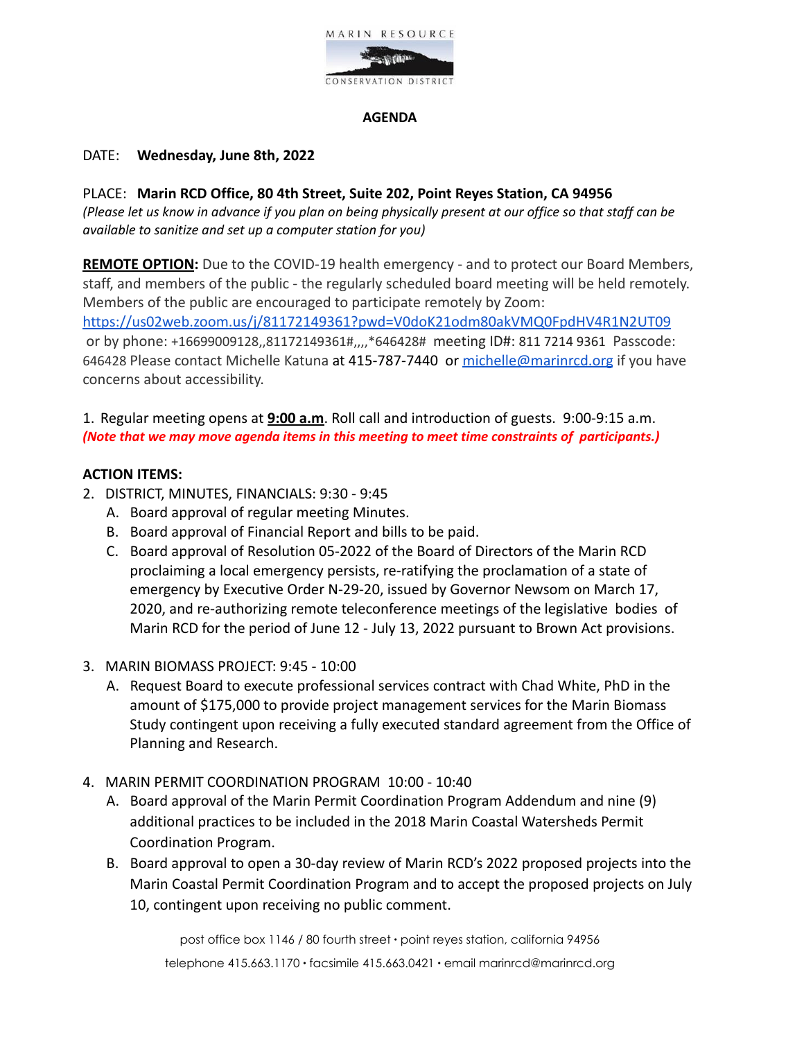MARIN RESOURCE CONSERVATION DISTRICT

**AGENDA**

DATE: **Wednesday, June 8th, 2022**

PLACE: **Marin RCD Office, 80 4th Street, Suite 202, Point Reyes Station, CA 94956**
*(Please let us know in advance if you plan on being physically present at our office so that staff can be available to sanitize and set up a computer station for you)*

**REMOTE OPTION:** Due to the COVID-19 health emergency - and to protect our Board Members, staff, and members of the public - the regularly scheduled board meeting will be held remotely. Members of the public are encouraged to participate remotely by Zoom: https://us02web.zoom.us/j/81172149361?pwd=V0doK21odm80akVMQ0FpdHV4R1N2UT09 or by phone: +16699009128,,81172149361#,,,,*646428# meeting ID#: 811 7214 9361 Passcode: 646428 Please contact Michelle Katuna at 415-787-7440 or michelle@marinrcd.org if you have concerns about accessibility.

1. Regular meeting opens at **9:00 a.m**. Roll call and introduction of guests. 9:00-9:15 a.m.
*(Note that we may move agenda items in this meeting to meet time constraints of participants.)*

**ACTION ITEMS:**

2. DISTRICT, MINUTES, FINANCIALS: 9:30 - 9:45
   A. Board approval of regular meeting Minutes.
   B. Board approval of Financial Report and bills to be paid.
   C. Board approval of Resolution 05-2022 of the Board of Directors of the Marin RCD proclaiming a local emergency persists, re-ratifying the proclamation of a state of emergency by Executive Order N-29-20, issued by Governor Newsom on March 17, 2020, and re-authorizing remote teleconference meetings of the legislative bodies of Marin RCD for the period of June 12 - July 13, 2022 pursuant to Brown Act provisions.

3. MARIN BIOMASS PROJECT: 9:45 - 10:00
   A. Request Board to execute professional services contract with Chad White, PhD in the amount of $175,000 to provide project management services for the Marin Biomass Study contingent upon receiving a fully executed standard agreement from the Office of Planning and Research.

4. MARIN PERMIT COORDINATION PROGRAM 10:00 - 10:40
   A. Board approval of the Marin Permit Coordination Program Addendum and nine (9) additional practices to be included in the 2018 Marin Coastal Watersheds Permit Coordination Program.
   B. Board approval to open a 30-day review of Marin RCD's 2022 proposed projects into the Marin Coastal Permit Coordination Program and to accept the proposed projects on July 10, contingent upon receiving no public comment.

post office box 1146 / 80 fourth street • point reyes station, california 94956
telephone 415.663.1170 • facsimile 415.663.0421 • email marinrcd@marinrcd.org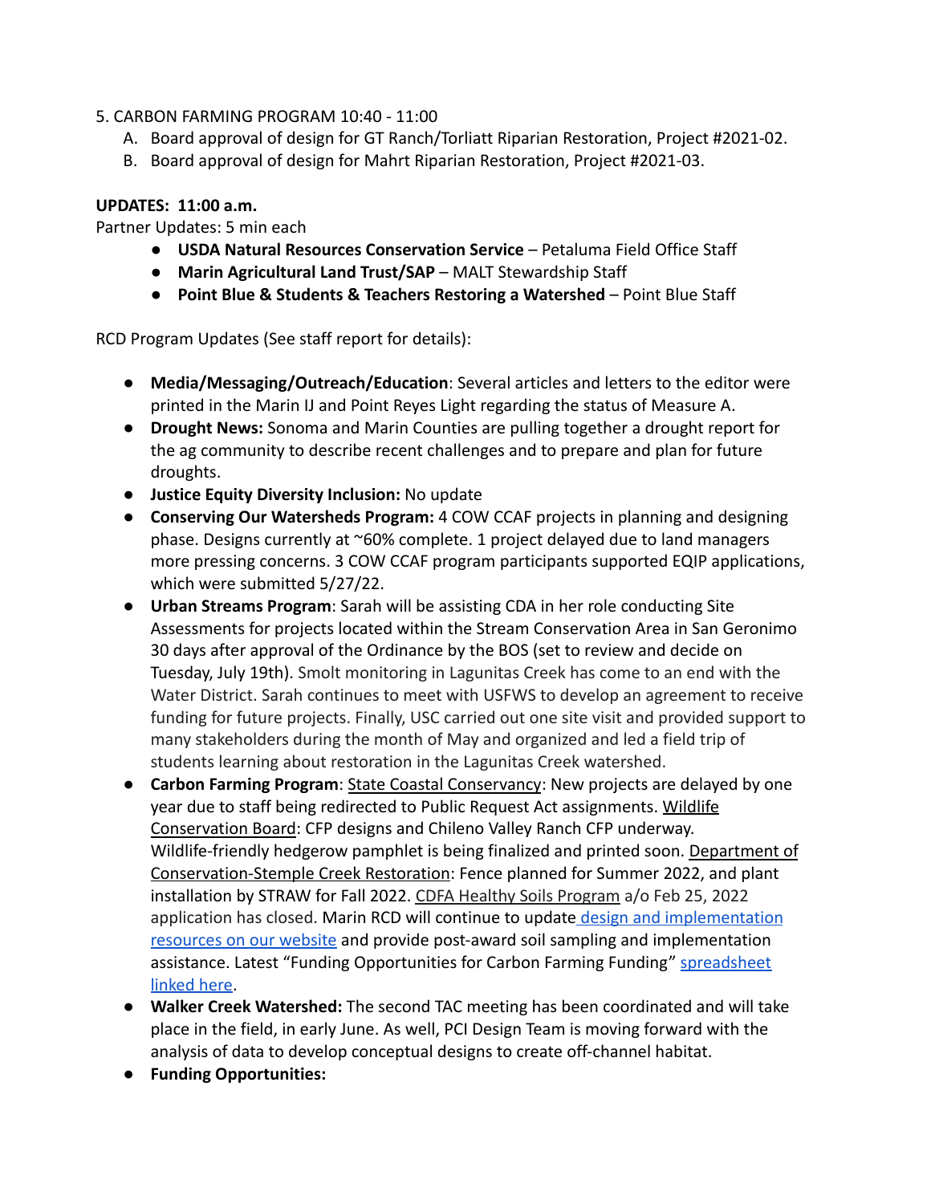5. CARBON FARMING PROGRAM 10:40 - 11:00
   A. Board approval of design for GT Ranch/Torliatt Riparian Restoration, Project #2021-02.
   B. Board approval of design for Mahrt Riparian Restoration, Project #2021-03.

**UPDATES: 11:00 a.m.**

Partner Updates: 5 min each

- **USDA Natural Resources Conservation Service** – Petaluma Field Office Staff
- **Marin Agricultural Land Trust/SAP** – MALT Stewardship Staff
- **Point Blue & Students & Teachers Restoring a Watershed** – Point Blue Staff

RCD Program Updates (See staff report for details):

- **Media/Messaging/Outreach/Education**: Several articles and letters to the editor were printed in the Marin IJ and Point Reyes Light regarding the status of Measure A.
- **Drought News:** Sonoma and Marin Counties are pulling together a drought report for the ag community to describe recent challenges and to prepare and plan for future droughts.
- **Justice Equity Diversity Inclusion:** No update
- **Conserving Our Watersheds Program:** 4 COW CCAF projects in planning and designing phase. Designs currently at ~60% complete. 1 project delayed due to land managers more pressing concerns. 3 COW CCAF program participants supported EQIP applications, which were submitted 5/27/22.
- **Urban Streams Program**: Sarah will be assisting CDA in her role conducting Site Assessments for projects located within the Stream Conservation Area in San Geronimo 30 days after approval of the Ordinance by the BOS (set to review and decide on Tuesday, July 19th). Smolt monitoring in Lagunitas Creek has come to an end with the Water District. Sarah continues to meet with USFWS to develop an agreement to receive funding for future projects. Finally, USC carried out one site visit and provided support to many stakeholders during the month of May and organized and led a field trip of students learning about restoration in the Lagunitas Creek watershed.
- **Carbon Farming Program**: State Coastal Conservancy: New projects are delayed by one year due to staff being redirected to Public Request Act assignments. Wildlife Conservation Board: CFP designs and Chileno Valley Ranch CFP underway. Wildlife-friendly hedgerow pamphlet is being finalized and printed soon. Department of Conservation-Stemple Creek Restoration: Fence planned for Summer 2022, and plant installation by STRAW for Fall 2022. CDFA Healthy Soils Program a/o Feb 25, 2022 application has closed. Marin RCD will continue to update design and implementation resources on our website and provide post-award soil sampling and implementation assistance. Latest "Funding Opportunities for Carbon Farming Funding" spreadsheet linked here.
- **Walker Creek Watershed:** The second TAC meeting has been coordinated and will take place in the field, in early June. As well, PCI Design Team is moving forward with the analysis of data to develop conceptual designs to create off-channel habitat.
- **Funding Opportunities:**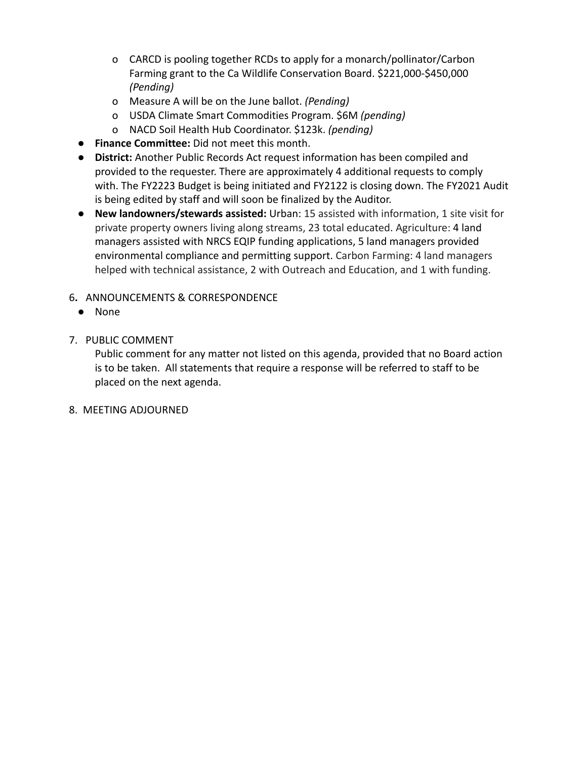- CARCD is pooling together RCDs to apply for a monarch/pollinator/Carbon Farming grant to the Ca Wildlife Conservation Board. $221,000-$450,000 *(Pending)*
  - Measure A will be on the June ballot. *(Pending)*
  - USDA Climate Smart Commodities Program. $6M *(pending)*
  - NACD Soil Health Hub Coordinator. $123k. *(pending)*
- **Finance Committee:** Did not meet this month.
- **District:** Another Public Records Act request information has been compiled and provided to the requester. There are approximately 4 additional requests to comply with. The FY2223 Budget is being initiated and FY2122 is closing down. The FY2021 Audit is being edited by staff and will soon be finalized by the Auditor.
- **New landowners/stewards assisted:** Urban: 15 assisted with information, 1 site visit for private property owners living along streams, 23 total educated. Agriculture: 4 land managers assisted with NRCS EQIP funding applications, 5 land managers provided environmental compliance and permitting support. Carbon Farming: 4 land managers helped with technical assistance, 2 with Outreach and Education, and 1 with funding.

6. ANNOUNCEMENTS & CORRESPONDENCE
   - None

7. PUBLIC COMMENT

   Public comment for any matter not listed on this agenda, provided that no Board action is to be taken. All statements that require a response will be referred to staff to be placed on the next agenda.

8. MEETING ADJOURNED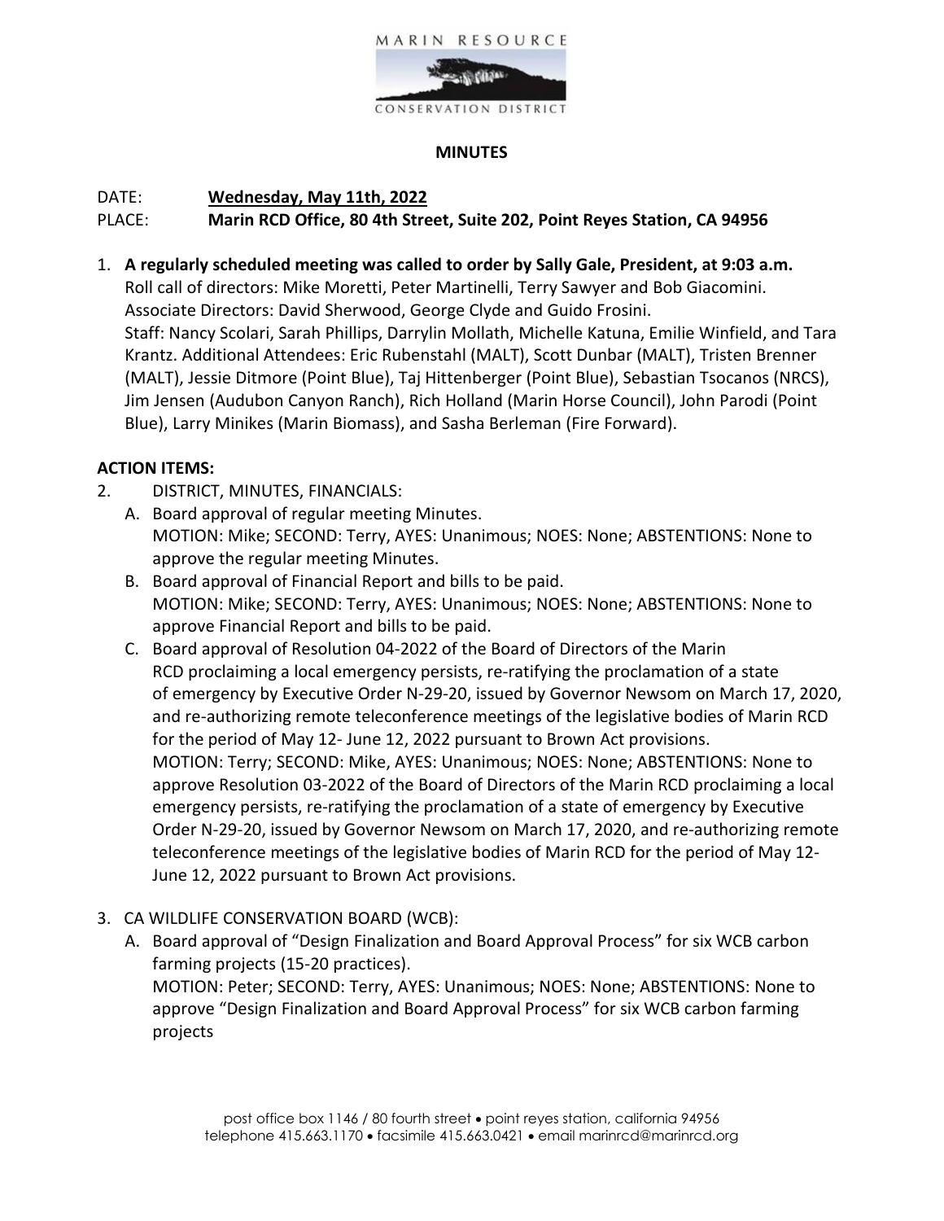MARIN RESOURCE

CONSERVATION DISTRICT

**MINUTES**

DATE: **Wednesday, May 11th, 2022**

PLACE: **Marin RCD Office, 80 4th Street, Suite 202, Point Reyes Station, CA 94956**

1. **A regularly scheduled meeting was called to order by Sally Gale, President, at 9:03 a.m.**
   Roll call of directors: Mike Moretti, Peter Martinelli, Terry Sawyer and Bob Giacomini.
   Associate Directors: David Sherwood, George Clyde and Guido Frosini.
   Staff: Nancy Scolari, Sarah Phillips, Darrylin Mollath, Michelle Katuna, Emilie Winfield, and Tara Krantz. Additional Attendees: Eric Rubenstahl (MALT), Scott Dunbar (MALT), Tristen Brenner (MALT), Jessie Ditmore (Point Blue), Taj Hittenberger (Point Blue), Sebastian Tsocanos (NRCS), Jim Jensen (Audubon Canyon Ranch), Rich Holland (Marin Horse Council), John Parodi (Point Blue), Larry Minikes (Marin Biomass), and Sasha Berleman (Fire Forward).

**ACTION ITEMS:**

2. DISTRICT, MINUTES, FINANCIALS:
   A. Board approval of regular meeting Minutes.
   MOTION: Mike; SECOND: Terry, AYES: Unanimous; NOES: None; ABSTENTIONS: None to approve the regular meeting Minutes.
   B. Board approval of Financial Report and bills to be paid.
   MOTION: Mike; SECOND: Terry, AYES: Unanimous; NOES: None; ABSTENTIONS: None to approve Financial Report and bills to be paid.
   C. Board approval of Resolution 04-2022 of the Board of Directors of the Marin RCD proclaiming a local emergency persists, re-ratifying the proclamation of a state of emergency by Executive Order N-29-20, issued by Governor Newsom on March 17, 2020, and re-authorizing remote teleconference meetings of the legislative bodies of Marin RCD for the period of May 12- June 12, 2022 pursuant to Brown Act provisions.
   MOTION: Terry; SECOND: Mike, AYES: Unanimous; NOES: None; ABSTENTIONS: None to approve Resolution 03-2022 of the Board of Directors of the Marin RCD proclaiming a local emergency persists, re-ratifying the proclamation of a state of emergency by Executive Order N-29-20, issued by Governor Newsom on March 17, 2020, and re-authorizing remote teleconference meetings of the legislative bodies of Marin RCD for the period of May 12- June 12, 2022 pursuant to Brown Act provisions.

3. CA WILDLIFE CONSERVATION BOARD (WCB):
   A. Board approval of "Design Finalization and Board Approval Process" for six WCB carbon farming projects (15-20 practices).
   MOTION: Peter; SECOND: Terry, AYES: Unanimous; NOES: None; ABSTENTIONS: None to approve "Design Finalization and Board Approval Process" for six WCB carbon farming projects

post office box 1146 / 80 fourth street • point reyes station, california 94956
telephone 415.663.1170 • facsimile 415.663.0421 • email marinrcd@marinrcd.org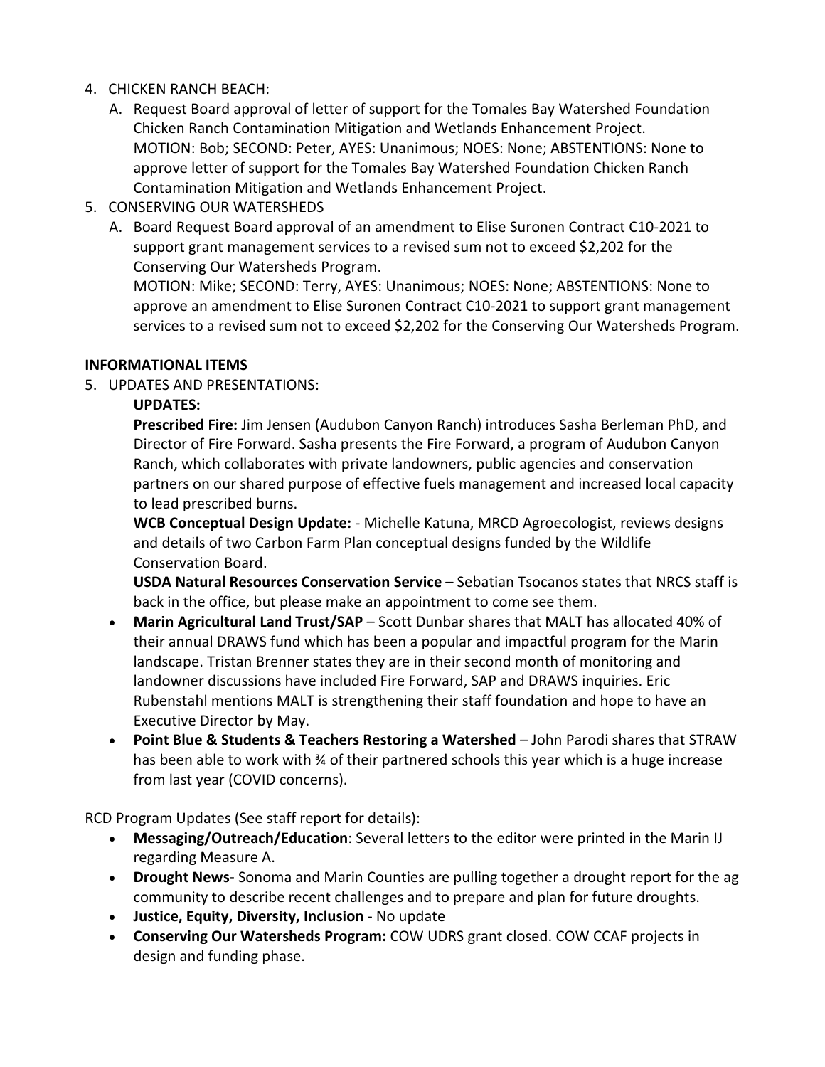4. CHICKEN RANCH BEACH:
   A. Request Board approval of letter of support for the Tomales Bay Watershed Foundation Chicken Ranch Contamination Mitigation and Wetlands Enhancement Project.
      MOTION: Bob; SECOND: Peter, AYES: Unanimous; NOES: None; ABSTENTIONS: None to approve letter of support for the Tomales Bay Watershed Foundation Chicken Ranch Contamination Mitigation and Wetlands Enhancement Project.
5. CONSERVING OUR WATERSHEDS
   A. Board Request Board approval of an amendment to Elise Suronen Contract C10-2021 to support grant management services to a revised sum not to exceed $2,202 for the Conserving Our Watersheds Program.
      MOTION: Mike; SECOND: Terry, AYES: Unanimous; NOES: None; ABSTENTIONS: None to approve an amendment to Elise Suronen Contract C10-2021 to support grant management services to a revised sum not to exceed $2,202 for the Conserving Our Watersheds Program.

**INFORMATIONAL ITEMS**

5. UPDATES AND PRESENTATIONS:

   **UPDATES:**

   **Prescribed Fire:** Jim Jensen (Audubon Canyon Ranch) introduces Sasha Berleman PhD, and Director of Fire Forward. Sasha presents the Fire Forward, a program of Audubon Canyon Ranch, which collaborates with private landowners, public agencies and conservation partners on our shared purpose of effective fuels management and increased local capacity to lead prescribed burns.

   **WCB Conceptual Design Update:** - Michelle Katuna, MRCD Agroecologist, reviews designs and details of two Carbon Farm Plan conceptual designs funded by the Wildlife Conservation Board.

   **USDA Natural Resources Conservation Service** – Sebatian Tsocanos states that NRCS staff is back in the office, but please make an appointment to come see them.

   - **Marin Agricultural Land Trust/SAP** – Scott Dunbar shares that MALT has allocated 40% of their annual DRAWS fund which has been a popular and impactful program for the Marin landscape. Tristan Brenner states they are in their second month of monitoring and landowner discussions have included Fire Forward, SAP and DRAWS inquiries. Eric Rubenstahl mentions MALT is strengthening their staff foundation and hope to have an Executive Director by May.
   - **Point Blue & Students & Teachers Restoring a Watershed** – John Parodi shares that STRAW has been able to work with ¾ of their partnered schools this year which is a huge increase from last year (COVID concerns).

RCD Program Updates (See staff report for details):

- **Messaging/Outreach/Education**: Several letters to the editor were printed in the Marin IJ regarding Measure A.
- **Drought News-** Sonoma and Marin Counties are pulling together a drought report for the ag community to describe recent challenges and to prepare and plan for future droughts.
- **Justice, Equity, Diversity, Inclusion** - No update
- **Conserving Our Watersheds Program:** COW UDRS grant closed. COW CCAF projects in design and funding phase.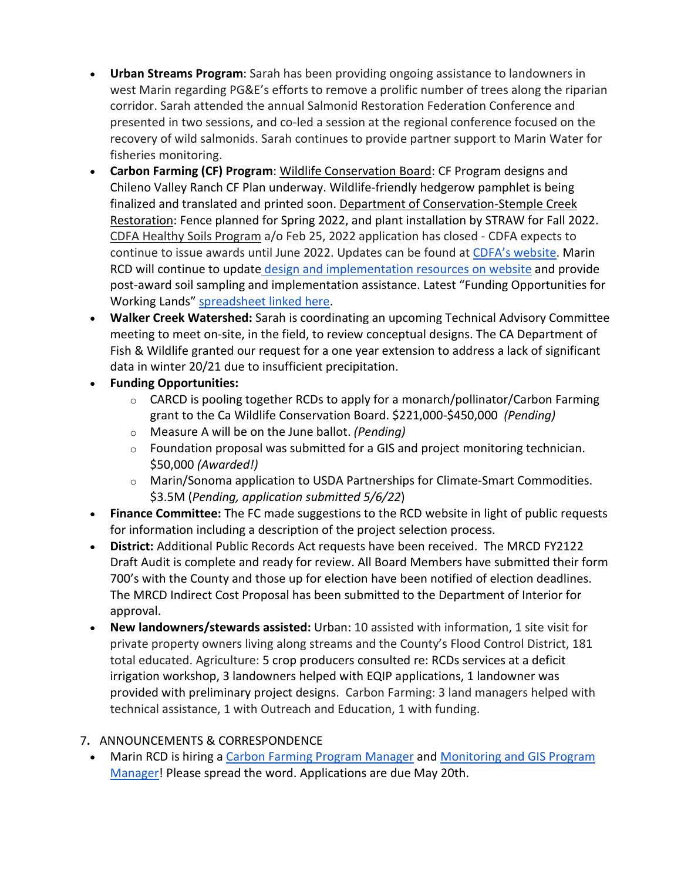- **Urban Streams Program**: Sarah has been providing ongoing assistance to landowners in west Marin regarding PG&E's efforts to remove a prolific number of trees along the riparian corridor. Sarah attended the annual Salmonid Restoration Federation Conference and presented in two sessions, and co-led a session at the regional conference focused on the recovery of wild salmonids. Sarah continues to provide partner support to Marin Water for fisheries monitoring.
- **Carbon Farming (CF) Program**: Wildlife Conservation Board: CF Program designs and Chileno Valley Ranch CF Plan underway. Wildlife-friendly hedgerow pamphlet is being finalized and translated and printed soon. Department of Conservation-Stemple Creek Restoration: Fence planned for Spring 2022, and plant installation by STRAW for Fall 2022. CDFA Healthy Soils Program a/o Feb 25, 2022 application has closed - CDFA expects to continue to issue awards until June 2022. Updates can be found at [CDFA's website](). Marin RCD will continue to update [design and implementation resources on website]() and provide post-award soil sampling and implementation assistance. Latest "Funding Opportunities for Working Lands" [spreadsheet linked here]().
- **Walker Creek Watershed:** Sarah is coordinating an upcoming Technical Advisory Committee meeting to meet on-site, in the field, to review conceptual designs. The CA Department of Fish & Wildlife granted our request for a one year extension to address a lack of significant data in winter 20/21 due to insufficient precipitation.
- **Funding Opportunities:**
  - CARCD is pooling together RCDs to apply for a monarch/pollinator/Carbon Farming grant to the Ca Wildlife Conservation Board. $221,000-$450,000 *(Pending)*
  - Measure A will be on the June ballot. *(Pending)*
  - Foundation proposal was submitted for a GIS and project monitoring technician. $50,000 *(Awarded!)*
  - Marin/Sonoma application to USDA Partnerships for Climate-Smart Commodities. $3.5M (*Pending, application submitted 5/6/22*)
- **Finance Committee:** The FC made suggestions to the RCD website in light of public requests for information including a description of the project selection process.
- **District:** Additional Public Records Act requests have been received. The MRCD FY2122 Draft Audit is complete and ready for review. All Board Members have submitted their form 700's with the County and those up for election have been notified of election deadlines. The MRCD Indirect Cost Proposal has been submitted to the Department of Interior for approval.
- **New landowners/stewards assisted:** Urban: 10 assisted with information, 1 site visit for private property owners living along streams and the County's Flood Control District, 181 total educated. Agriculture: 5 crop producers consulted re: RCDs services at a deficit irrigation workshop, 3 landowners helped with EQIP applications, 1 landowner was provided with preliminary project designs. Carbon Farming: 3 land managers helped with technical assistance, 1 with Outreach and Education, 1 with funding.

7. ANNOUNCEMENTS & CORRESPONDENCE

- Marin RCD is hiring a [Carbon Farming Program Manager]() and [Monitoring and GIS Program Manager]()! Please spread the word. Applications are due May 20th.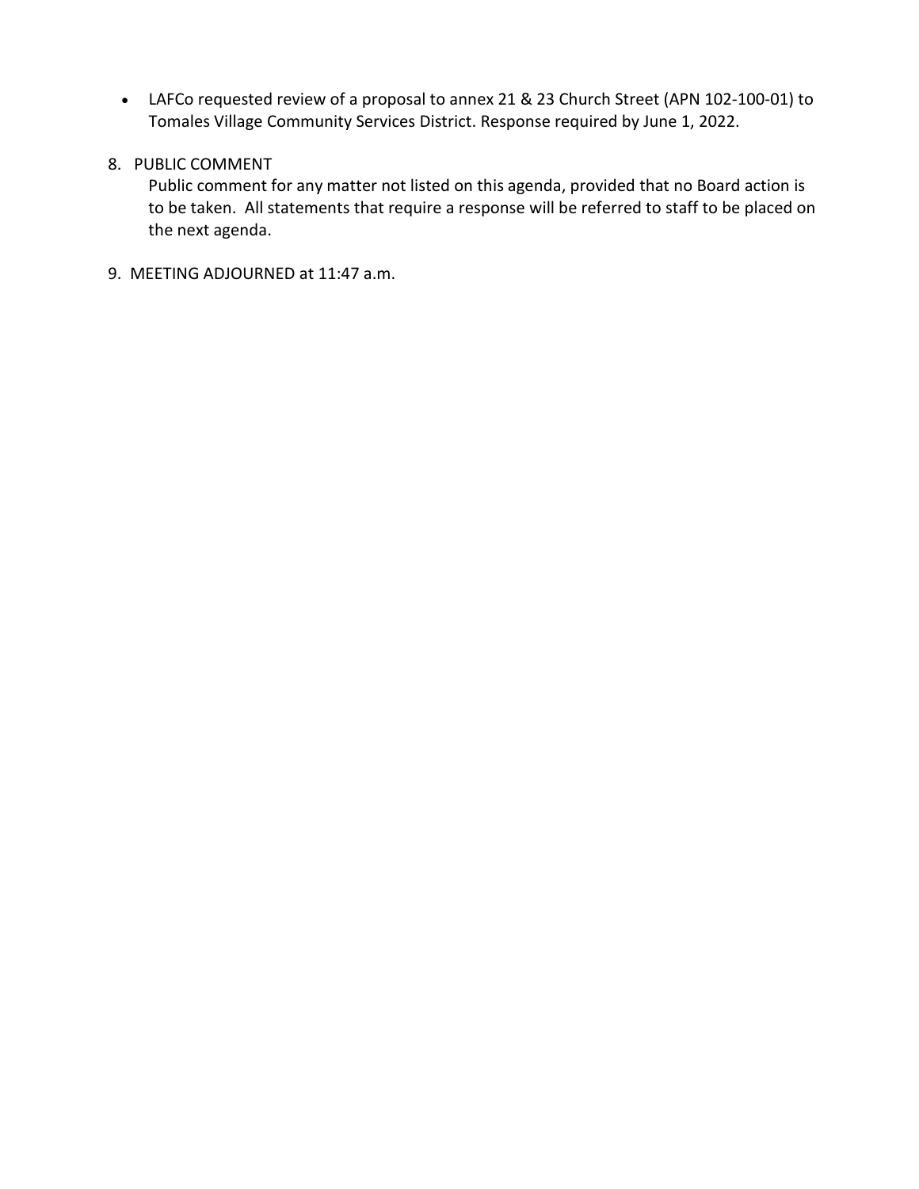- LAFCo requested review of a proposal to annex 21 & 23 Church Street (APN 102-100-01) to Tomales Village Community Services District. Response required by June 1, 2022.

8. PUBLIC COMMENT

   Public comment for any matter not listed on this agenda, provided that no Board action is to be taken. All statements that require a response will be referred to staff to be placed on the next agenda.

9. MEETING ADJOURNED at 11:47 a.m.